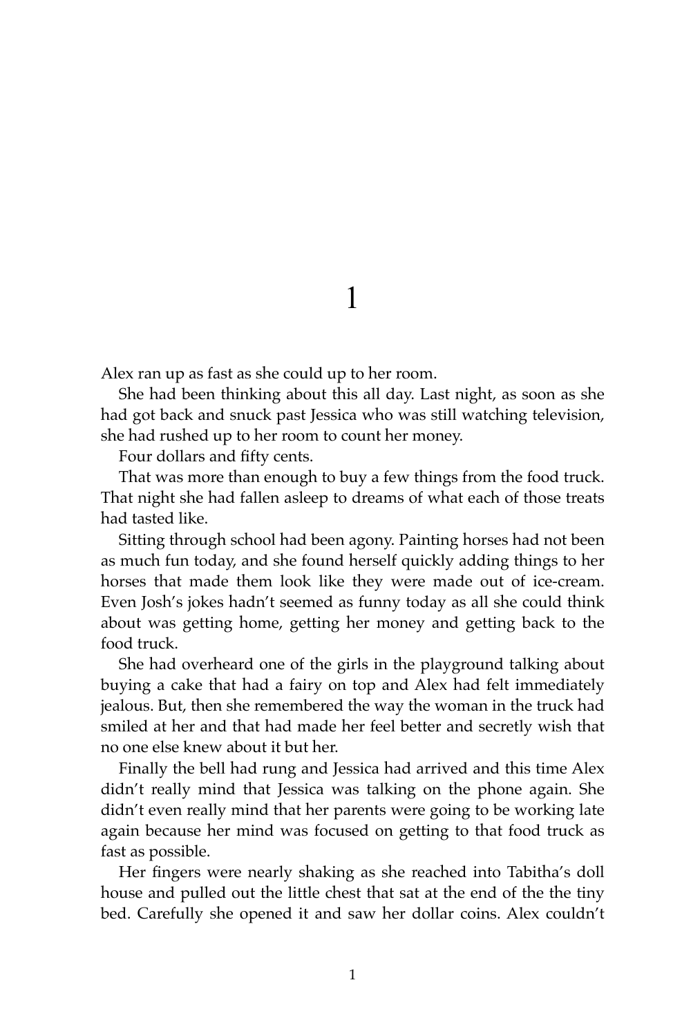# 1

Alex ran up as fast as she could up to her room.

She had been thinking about this all day. Last night, as soon as she had got back and snuck past Jessica who was still watching television, she had rushed up to her room to count her money.

Four dollars and fifty cents.

That was more than enough to buy a few things from the food truck. That night she had fallen asleep to dreams of what each of those treats had tasted like.

Sitting through school had been agony. Painting horses had not been as much fun today, and she found herself quickly adding things to her horses that made them look like they were made out of ice-cream. Even Josh's jokes hadn't seemed as funny today as all she could think about was getting home, getting her money and getting back to the food truck.

She had overheard one of the girls in the playground talking about buying a cake that had a fairy on top and Alex had felt immediately jealous. But, then she remembered the way the woman in the truck had smiled at her and that had made her feel better and secretly wish that no one else knew about it but her.

Finally the bell had rung and Jessica had arrived and this time Alex didn't really mind that Jessica was talking on the phone again. She didn't even really mind that her parents were going to be working late again because her mind was focused on getting to that food truck as fast as possible.

Her fingers were nearly shaking as she reached into Tabitha's doll house and pulled out the little chest that sat at the end of the the tiny bed. Carefully she opened it and saw her dollar coins. Alex couldn't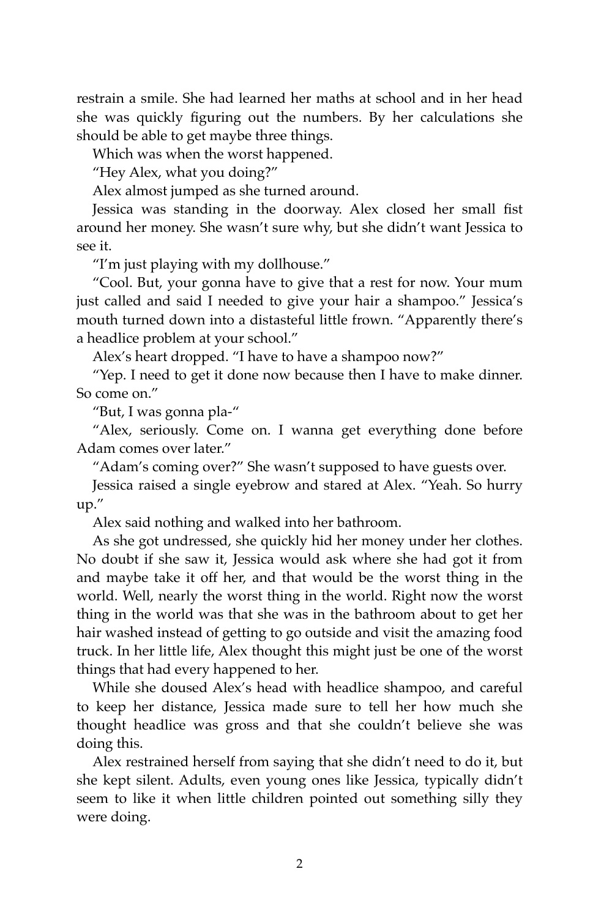restrain a smile. She had learned her maths at school and in her head she was quickly figuring out the numbers. By her calculations she should be able to get maybe three things.

Which was when the worst happened.

"Hey Alex, what you doing?"

Alex almost jumped as she turned around.

Jessica was standing in the doorway. Alex closed her small fist around her money. She wasn't sure why, but she didn't want Jessica to see it.

"I'm just playing with my dollhouse."

"Cool. But, your gonna have to give that a rest for now. Your mum just called and said I needed to give your hair a shampoo." Jessica's mouth turned down into a distasteful little frown. "Apparently there's a headlice problem at your school."

Alex's heart dropped. "I have to have a shampoo now?"

"Yep. I need to get it done now because then I have to make dinner. So come on."

"But, I was gonna pla-"

"Alex, seriously. Come on. I wanna get everything done before Adam comes over later."

"Adam's coming over?" She wasn't supposed to have guests over.

Jessica raised a single eyebrow and stared at Alex. "Yeah. So hurry up."

Alex said nothing and walked into her bathroom.

As she got undressed, she quickly hid her money under her clothes. No doubt if she saw it, Jessica would ask where she had got it from and maybe take it off her, and that would be the worst thing in the world. Well, nearly the worst thing in the world. Right now the worst thing in the world was that she was in the bathroom about to get her hair washed instead of getting to go outside and visit the amazing food truck. In her little life, Alex thought this might just be one of the worst things that had every happened to her.

While she doused Alex's head with headlice shampoo, and careful to keep her distance, Jessica made sure to tell her how much she thought headlice was gross and that she couldn't believe she was doing this.

Alex restrained herself from saying that she didn't need to do it, but she kept silent. Adults, even young ones like Jessica, typically didn't seem to like it when little children pointed out something silly they were doing.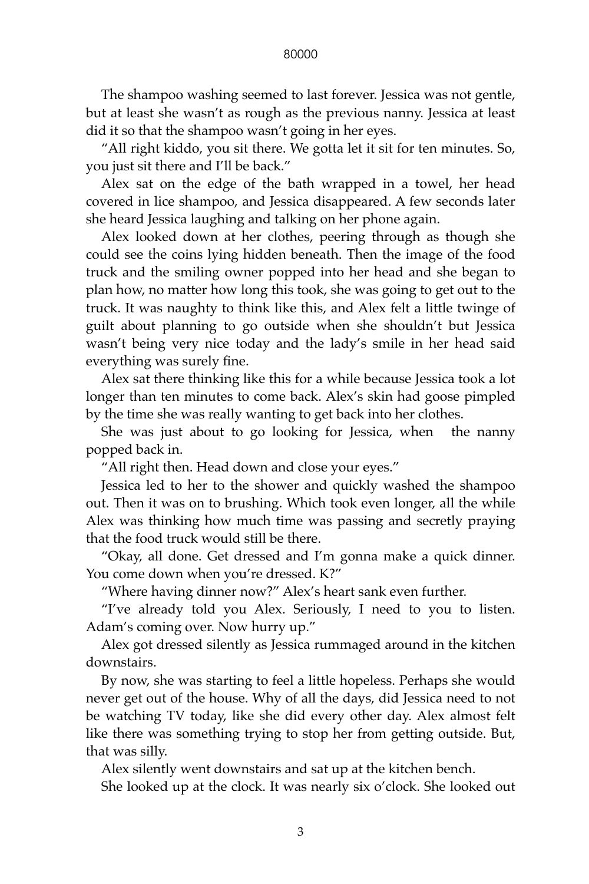The shampoo washing seemed to last forever. Jessica was not gentle, but at least she wasn't as rough as the previous nanny. Jessica at least did it so that the shampoo wasn't going in her eyes.

"All right kiddo, you sit there. We gotta let it sit for ten minutes. So, you just sit there and I'll be back."

Alex sat on the edge of the bath wrapped in a towel, her head covered in lice shampoo, and Jessica disappeared. A few seconds later she heard Jessica laughing and talking on her phone again.

Alex looked down at her clothes, peering through as though she could see the coins lying hidden beneath. Then the image of the food truck and the smiling owner popped into her head and she began to plan how, no matter how long this took, she was going to get out to the truck. It was naughty to think like this, and Alex felt a little twinge of guilt about planning to go outside when she shouldn't but Jessica wasn't being very nice today and the lady's smile in her head said everything was surely fine.

Alex sat there thinking like this for a while because Jessica took a lot longer than ten minutes to come back. Alex's skin had goose pimpled by the time she was really wanting to get back into her clothes.

She was just about to go looking for Jessica, when the nanny popped back in.

"All right then. Head down and close your eyes."

Jessica led to her to the shower and quickly washed the shampoo out. Then it was on to brushing. Which took even longer, all the while Alex was thinking how much time was passing and secretly praying that the food truck would still be there.

"Okay, all done. Get dressed and I'm gonna make a quick dinner. You come down when you're dressed. K?"

"Where having dinner now?" Alex's heart sank even further.

"I've already told you Alex. Seriously, I need to you to listen. Adam's coming over. Now hurry up."

Alex got dressed silently as Jessica rummaged around in the kitchen downstairs.

By now, she was starting to feel a little hopeless. Perhaps she would never get out of the house. Why of all the days, did Jessica need to not be watching TV today, like she did every other day. Alex almost felt like there was something trying to stop her from getting outside. But, that was silly.

Alex silently went downstairs and sat up at the kitchen bench.

She looked up at the clock. It was nearly six o'clock. She looked out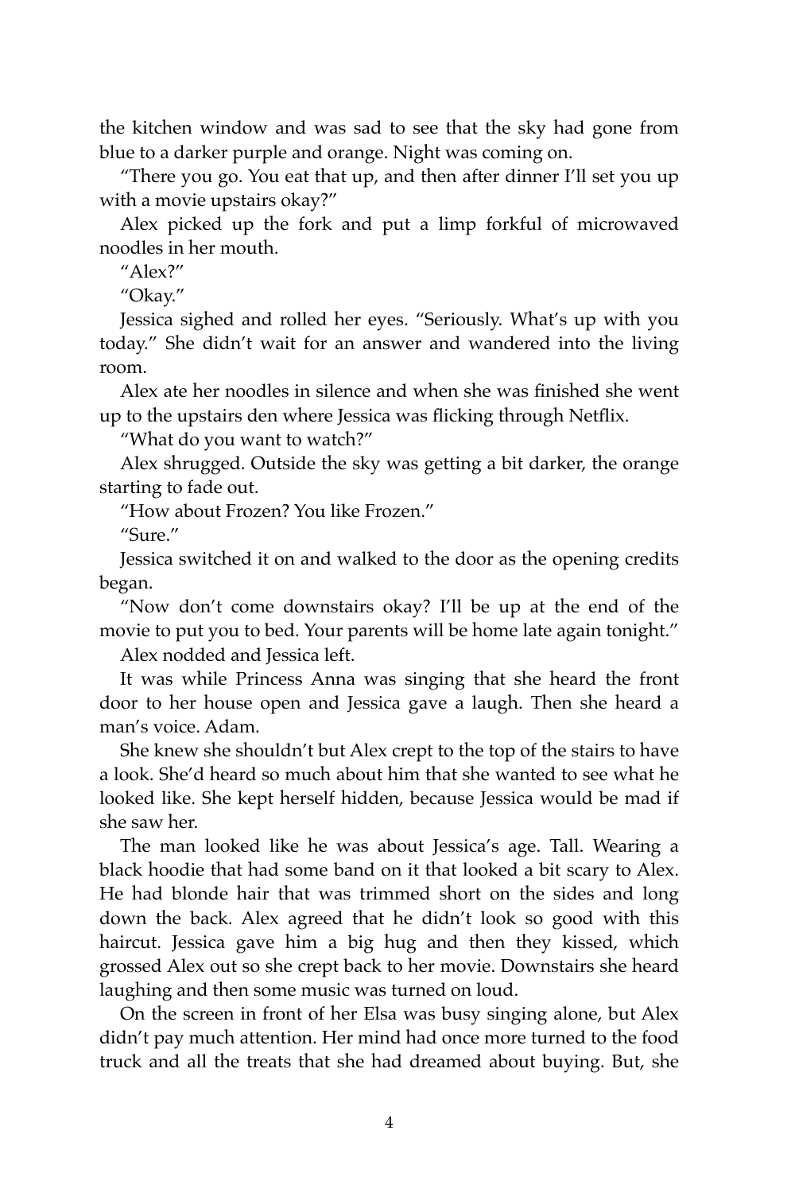the kitchen window and was sad to see that the sky had gone from blue to a darker purple and orange. Night was coming on.

"There you go. You eat that up, and then after dinner I'll set you up with a movie upstairs okay?"

Alex picked up the fork and put a limp forkful of microwaved noodles in her mouth.

"Alex?"

"Okay."

Jessica sighed and rolled her eyes. "Seriously. What's up with you today." She didn't wait for an answer and wandered into the living room.

Alex ate her noodles in silence and when she was finished she went up to the upstairs den where Jessica was flicking through Netflix.

"What do you want to watch?"

Alex shrugged. Outside the sky was getting a bit darker, the orange starting to fade out.

"How about Frozen? You like Frozen."

"Sure."

Jessica switched it on and walked to the door as the opening credits began.

"Now don't come downstairs okay? I'll be up at the end of the movie to put you to bed. Your parents will be home late again tonight."

Alex nodded and Jessica left.

It was while Princess Anna was singing that she heard the front door to her house open and Jessica gave a laugh. Then she heard a man's voice. Adam.

She knew she shouldn't but Alex crept to the top of the stairs to have a look. She'd heard so much about him that she wanted to see what he looked like. She kept herself hidden, because Jessica would be mad if she saw her.

The man looked like he was about Jessica's age. Tall. Wearing a black hoodie that had some band on it that looked a bit scary to Alex. He had blonde hair that was trimmed short on the sides and long down the back. Alex agreed that he didn't look so good with this haircut. Jessica gave him a big hug and then they kissed, which grossed Alex out so she crept back to her movie. Downstairs she heard laughing and then some music was turned on loud.

On the screen in front of her Elsa was busy singing alone, but Alex didn't pay much attention. Her mind had once more turned to the food truck and all the treats that she had dreamed about buying. But, she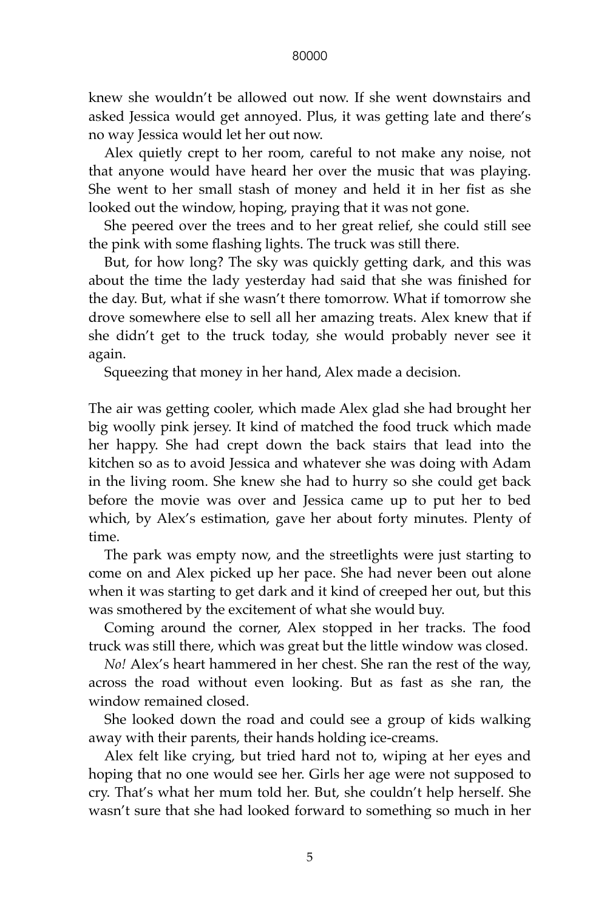knew she wouldn't be allowed out now. If she went downstairs and asked Jessica would get annoyed. Plus, it was getting late and there's no way Jessica would let her out now.

Alex quietly crept to her room, careful to not make any noise, not that anyone would have heard her over the music that was playing. She went to her small stash of money and held it in her fist as she looked out the window, hoping, praying that it was not gone.

She peered over the trees and to her great relief, she could still see the pink with some flashing lights. The truck was still there.

But, for how long? The sky was quickly getting dark, and this was about the time the lady yesterday had said that she was finished for the day. But, what if she wasn't there tomorrow. What if tomorrow she drove somewhere else to sell all her amazing treats. Alex knew that if she didn't get to the truck today, she would probably never see it again.

Squeezing that money in her hand, Alex made a decision.

The air was getting cooler, which made Alex glad she had brought her big woolly pink jersey. It kind of matched the food truck which made her happy. She had crept down the back stairs that lead into the kitchen so as to avoid Jessica and whatever she was doing with Adam in the living room. She knew she had to hurry so she could get back before the movie was over and Jessica came up to put her to bed which, by Alex's estimation, gave her about forty minutes. Plenty of time.

The park was empty now, and the streetlights were just starting to come on and Alex picked up her pace. She had never been out alone when it was starting to get dark and it kind of creeped her out, but this was smothered by the excitement of what she would buy.

Coming around the corner, Alex stopped in her tracks. The food truck was still there, which was great but the little window was closed.

*No!* Alex's heart hammered in her chest. She ran the rest of the way, across the road without even looking. But as fast as she ran, the window remained closed.

She looked down the road and could see a group of kids walking away with their parents, their hands holding ice-creams.

Alex felt like crying, but tried hard not to, wiping at her eyes and hoping that no one would see her. Girls her age were not supposed to cry. That's what her mum told her. But, she couldn't help herself. She wasn't sure that she had looked forward to something so much in her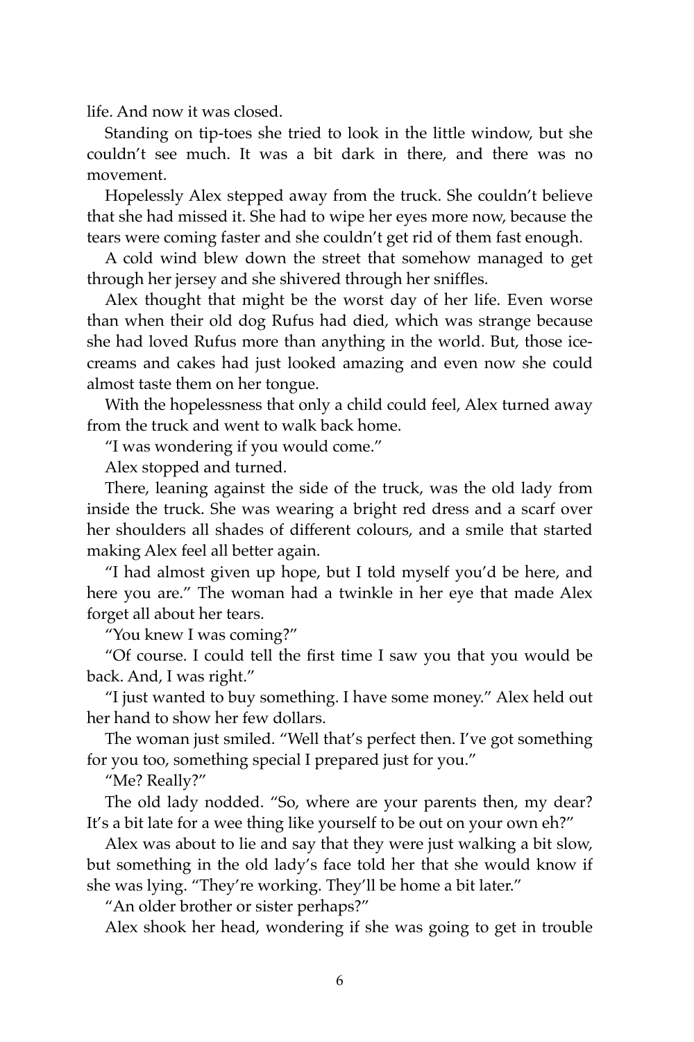life. And now it was closed.

Standing on tip-toes she tried to look in the little window, but she couldn't see much. It was a bit dark in there, and there was no movement.

Hopelessly Alex stepped away from the truck. She couldn't believe that she had missed it. She had to wipe her eyes more now, because the tears were coming faster and she couldn't get rid of them fast enough.

A cold wind blew down the street that somehow managed to get through her jersey and she shivered through her sniffles.

Alex thought that might be the worst day of her life. Even worse than when their old dog Rufus had died, which was strange because she had loved Rufus more than anything in the world. But, those ice-creams and cakes had just looked amazing and even now she could almost taste them on her tongue.

With the hopelessness that only a child could feel, Alex turned away from the truck and went to walk back home.

"I was wondering if you would come."

Alex stopped and turned.

There, leaning against the side of the truck, was the old lady from inside the truck. She was wearing a bright red dress and a scarf over her shoulders all shades of different colours, and a smile that started making Alex feel all better again.

"I had almost given up hope, but I told myself you'd be here, and here you are." The woman had a twinkle in her eye that made Alex forget all about her tears.

"You knew I was coming?"

"Of course. I could tell the first time I saw you that you would be back. And, I was right."

"I just wanted to buy something. I have some money." Alex held out her hand to show her few dollars.

The woman just smiled. "Well that's perfect then. I've got something for you too, something special I prepared just for you."

"Me? Really?"

The old lady nodded. "So, where are your parents then, my dear? It's a bit late for a wee thing like yourself to be out on your own eh?"

Alex was about to lie and say that they were just walking a bit slow, but something in the old lady's face told her that she would know if she was lying. "They're working. They'll be home a bit later."

"An older brother or sister perhaps?"

Alex shook her head, wondering if she was going to get in trouble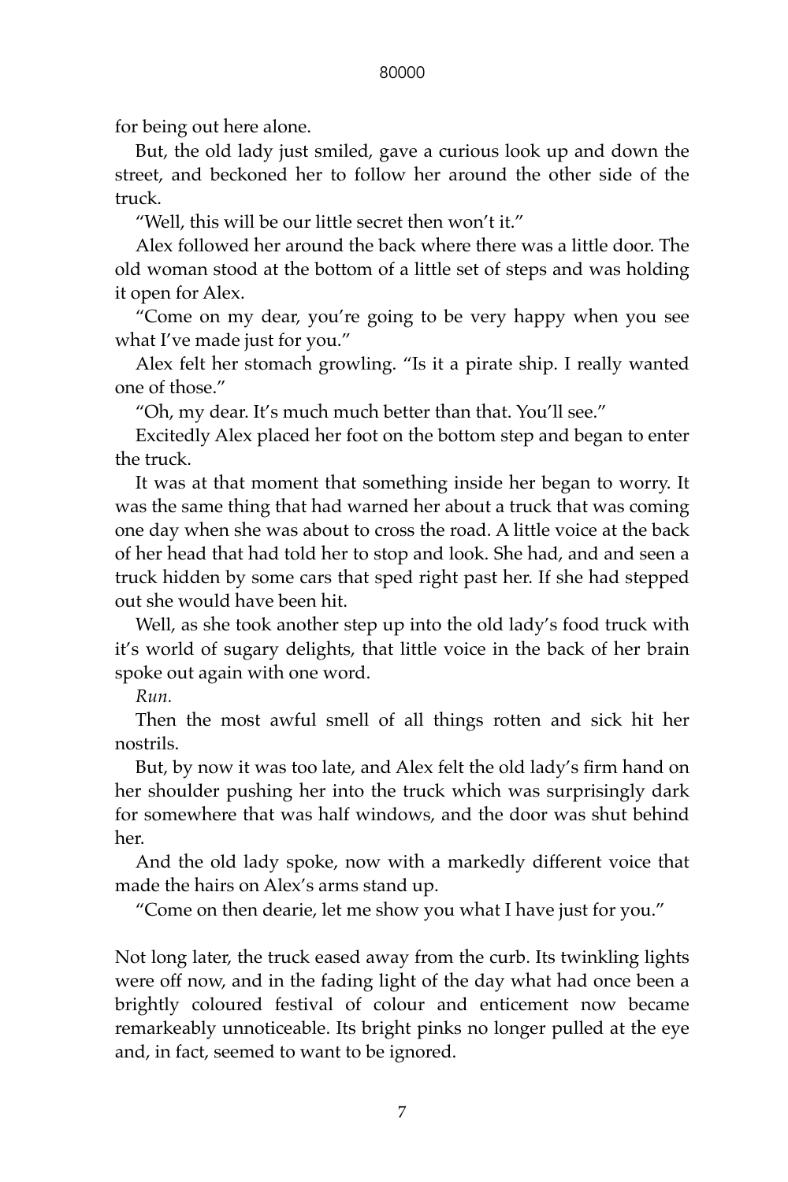for being out here alone.

But, the old lady just smiled, gave a curious look up and down the street, and beckoned her to follow her around the other side of the truck.

"Well, this will be our little secret then won't it."

Alex followed her around the back where there was a little door. The old woman stood at the bottom of a little set of steps and was holding it open for Alex.

"Come on my dear, you're going to be very happy when you see what I've made just for you."

Alex felt her stomach growling. "Is it a pirate ship. I really wanted one of those."

"Oh, my dear. It's much much better than that. You'll see."

Excitedly Alex placed her foot on the bottom step and began to enter the truck.

It was at that moment that something inside her began to worry. It was the same thing that had warned her about a truck that was coming one day when she was about to cross the road. A little voice at the back of her head that had told her to stop and look. She had, and and seen a truck hidden by some cars that sped right past her. If she had stepped out she would have been hit.

Well, as she took another step up into the old lady's food truck with it's world of sugary delights, that little voice in the back of her brain spoke out again with one word.

*Run.*

Then the most awful smell of all things rotten and sick hit her nostrils.

But, by now it was too late, and Alex felt the old lady's firm hand on her shoulder pushing her into the truck which was surprisingly dark for somewhere that was half windows, and the door was shut behind her.

And the old lady spoke, now with a markedly different voice that made the hairs on Alex's arms stand up.

"Come on then dearie, let me show you what I have just for you."

Not long later, the truck eased away from the curb. Its twinkling lights were off now, and in the fading light of the day what had once been a brightly coloured festival of colour and enticement now became remarkeably unnoticeable. Its bright pinks no longer pulled at the eye and, in fact, seemed to want to be ignored.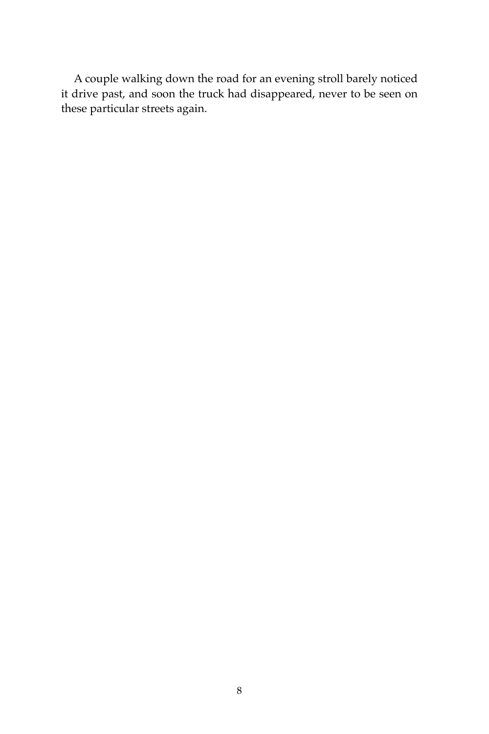A couple walking down the road for an evening stroll barely noticed it drive past, and soon the truck had disappeared, never to be seen on these particular streets again.